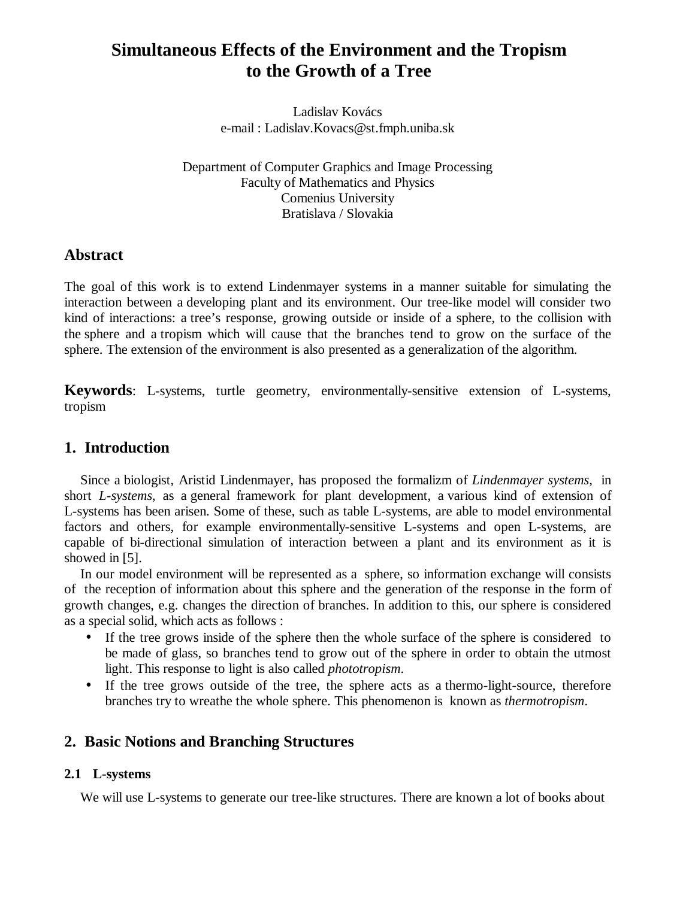# Simultaneous Effects of the Environment and the Tropism to the Growth of a Tree

Ladislav Kovács
e-mail : Ladislav.Kovacs@st.fmph.uniba.sk

Department of Computer Graphics and Image Processing
Faculty of Mathematics and Physics
Comenius University
Bratislava / Slovakia

## Abstract

The goal of this work is to extend Lindenmayer systems in a manner suitable for simulating the interaction between a developing plant and its environment. Our tree-like model will consider two kind of interactions: a tree's response, growing outside or inside of a sphere, to the collision with the sphere and a tropism which will cause that the branches tend to grow on the surface of the sphere. The extension of the environment is also presented as a generalization of the algorithm.

**Keywords**: L-systems, turtle geometry, environmentally-sensitive extension of L-systems, tropism

## 1. Introduction

Since a biologist, Aristid Lindenmayer, has proposed the formalizm of *Lindenmayer systems*, in short *L-systems*, as a general framework for plant development, a various kind of extension of L-systems has been arisen. Some of these, such as table L-systems, are able to model environmental factors and others, for example environmentally-sensitive L-systems and open L-systems, are capable of bi-directional simulation of interaction between a plant and its environment as it is showed in [5].

In our model environment will be represented as a sphere, so information exchange will consists of the reception of information about this sphere and the generation of the response in the form of growth changes, e.g. changes the direction of branches. In addition to this, our sphere is considered as a special solid, which acts as follows :

- If the tree grows inside of the sphere then the whole surface of the sphere is considered to be made of glass, so branches tend to grow out of the sphere in order to obtain the utmost light. This response to light is also called *phototropism*.
- If the tree grows outside of the tree, the sphere acts as a thermo-light-source, therefore branches try to wreathe the whole sphere. This phenomenon is known as *thermotropism*.

## 2. Basic Notions and Branching Structures

### 2.1 L-systems

We will use L-systems to generate our tree-like structures. There are known a lot of books about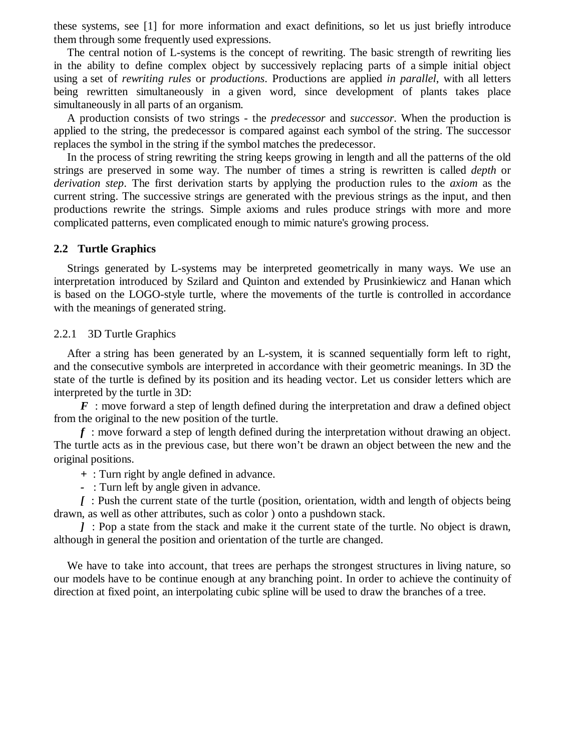these systems, see [1] for more information and exact definitions, so let us just briefly introduce them through some frequently used expressions.

The central notion of L-systems is the concept of rewriting. The basic strength of rewriting lies in the ability to define complex object by successively replacing parts of a simple initial object using a set of *rewriting rules* or *productions*. Productions are applied *in parallel*, with all letters being rewritten simultaneously in a given word, since development of plants takes place simultaneously in all parts of an organism.

A production consists of two strings - the *predecessor* and *successor*. When the production is applied to the string, the predecessor is compared against each symbol of the string. The successor replaces the symbol in the string if the symbol matches the predecessor.

In the process of string rewriting the string keeps growing in length and all the patterns of the old strings are preserved in some way. The number of times a string is rewritten is called *depth* or *derivation step*. The first derivation starts by applying the production rules to the *axiom* as the current string. The successive strings are generated with the previous strings as the input, and then productions rewrite the strings. Simple axioms and rules produce strings with more and more complicated patterns, even complicated enough to mimic nature's growing process.

## 2.2 Turtle Graphics

Strings generated by L-systems may be interpreted geometrically in many ways. We use an interpretation introduced by Szilard and Quinton and extended by Prusinkiewicz and Hanan which is based on the LOGO-style turtle, where the movements of the turtle is controlled in accordance with the meanings of generated string.

### 2.2.1 3D Turtle Graphics

After a string has been generated by an L-system, it is scanned sequentially form left to right, and the consecutive symbols are interpreted in accordance with their geometric meanings. In 3D the state of the turtle is defined by its position and its heading vector. Let us consider letters which are interpreted by the turtle in 3D:

***F*** : move forward a step of length defined during the interpretation and draw a defined object from the original to the new position of the turtle.

***f*** : move forward a step of length defined during the interpretation without drawing an object. The turtle acts as in the previous case, but there won't be drawn an object between the new and the original positions.

**+** : Turn right by angle defined in advance.

**-** : Turn left by angle given in advance.

***[*** : Push the current state of the turtle (position, orientation, width and length of objects being drawn, as well as other attributes, such as color ) onto a pushdown stack.

***]*** : Pop a state from the stack and make it the current state of the turtle. No object is drawn, although in general the position and orientation of the turtle are changed.

We have to take into account, that trees are perhaps the strongest structures in living nature, so our models have to be continue enough at any branching point. In order to achieve the continuity of direction at fixed point, an interpolating cubic spline will be used to draw the branches of a tree.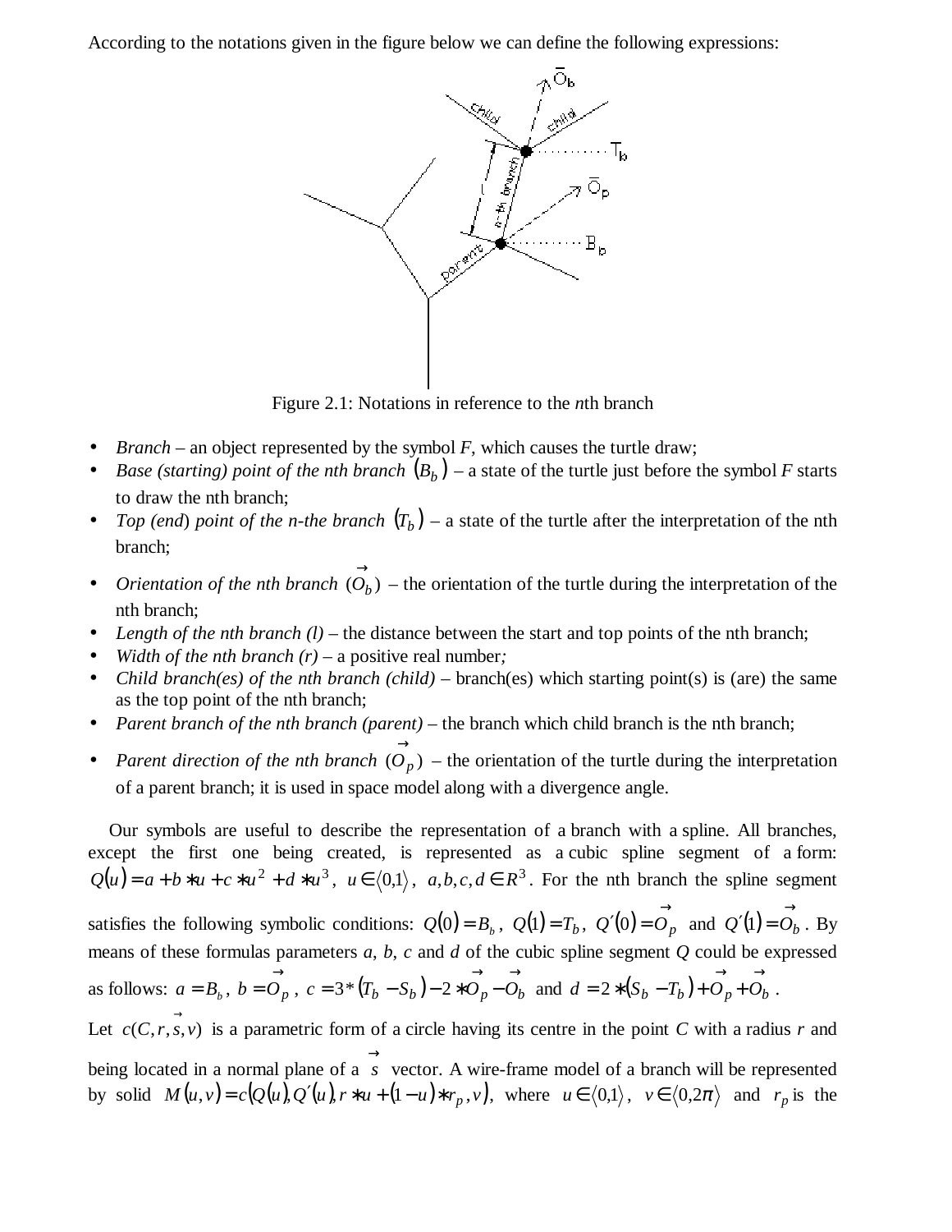According to the notations given in the figure below we can define the following expressions:

Figure 2.1: Notations in reference to the *n*th branch

- *Branch* – an object represented by the symbol *F*, which causes the turtle draw;
- *Base (starting) point of the nth branch* $(B_b)$ – a state of the turtle just before the symbol *F* starts to draw the nth branch;
- *Top (end) point of the n-the branch* $(T_b)$ – a state of the turtle after the interpretation of the nth branch;
- *Orientation of the nth branch* $(\vec{O_b})$ – the orientation of the turtle during the interpretation of the nth branch;
- *Length of the nth branch (l)* – the distance between the start and top points of the nth branch;
- *Width of the nth branch (r)* – a positive real number*;*
- *Child branch(es) of the nth branch (child)* – branch(es) which starting point(s) is (are) the same as the top point of the nth branch;
- *Parent branch of the nth branch (parent)* – the branch which child branch is the nth branch;
- *Parent direction of the nth branch* $(\vec{O_p})$ – the orientation of the turtle during the interpretation of a parent branch; it is used in space model along with a divergence angle.

Our symbols are useful to describe the representation of a branch with a spline. All branches, except the first one being created, is represented as a cubic spline segment of a form: $Q(u) = a + b*u + c*u^2 + d*u^3$, $u \in \langle 0,1 \rangle$, $a,b,c,d \in R^3$. For the nth branch the spline segment satisfies the following symbolic conditions: $Q(0) = B_b$, $Q(1) = T_b$, $Q'(0) = \vec{O_p}$ and $Q'(1) = \vec{O_b}$. By means of these formulas parameters *a*, *b*, *c* and *d* of the cubic spline segment *Q* could be expressed as follows: $a = B_b$, $b = \vec{O_p}$, $c = 3*(T_b - S_b) - 2*\vec{O_p} - \vec{O_b}$ and $d = 2*(S_b - T_b) + \vec{O_p} + \vec{O_b}$.

Let $c(C, r, \vec{s}, v)$ is a parametric form of a circle having its centre in the point *C* with a radius *r* and being located in a normal plane of a $\vec{s}$ vector. A wire-frame model of a branch will be represented by solid $M(u,v) = c(Q(u), Q'(u), r*u + (1-u)*r_p, v)$, where $u \in \langle 0,1 \rangle$, $v \in \langle 0, 2\pi \rangle$ and $r_p$ is the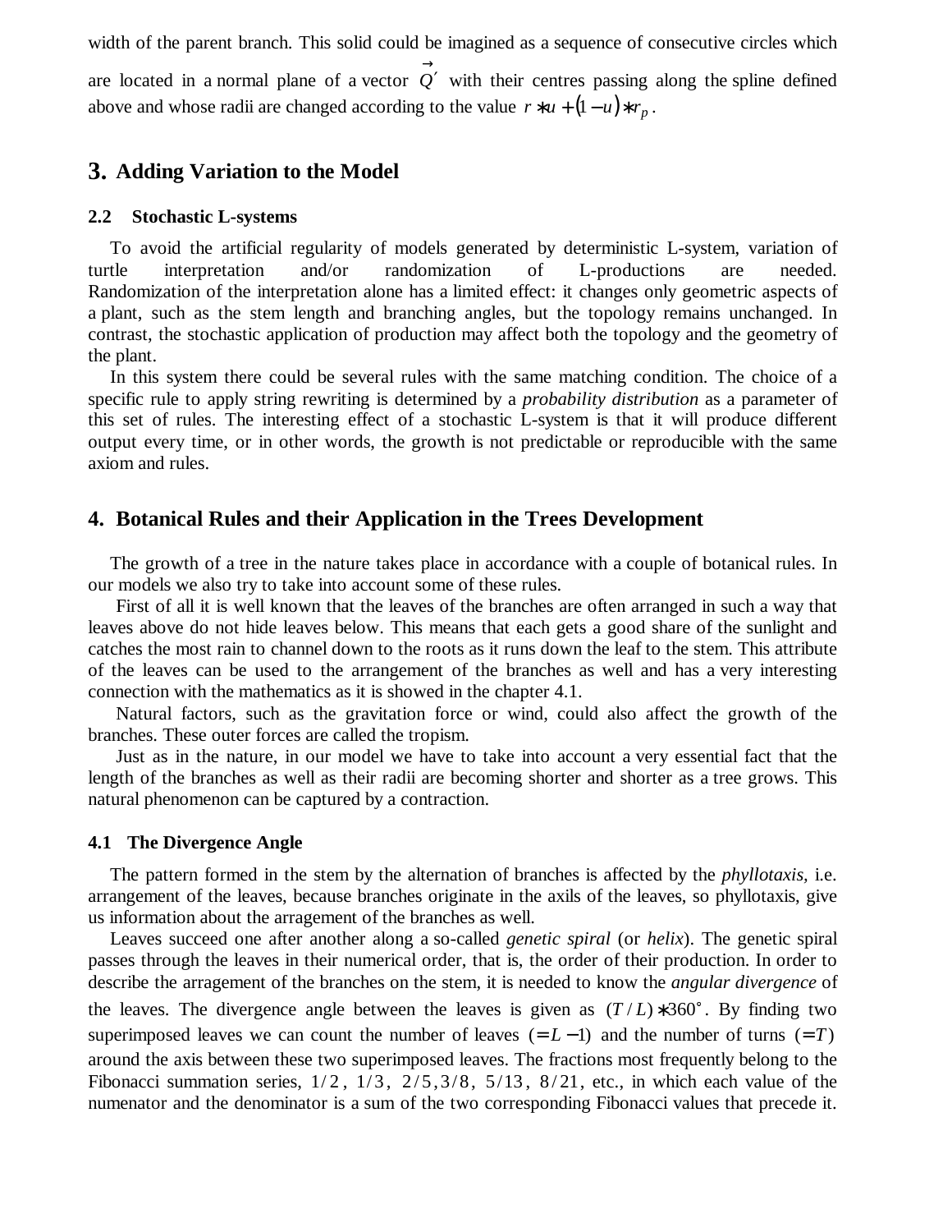width of the parent branch. This solid could be imagined as a sequence of consecutive circles which are located in a normal plane of a vector $\vec{Q}'$ with their centres passing along the spline defined above and whose radii are changed according to the value $r * u + (1-u) * r_p$.

# 3. Adding Variation to the Model

### 2.2 Stochastic L-systems

To avoid the artificial regularity of models generated by deterministic L-system, variation of turtle interpretation and/or randomization of L-productions are needed. Randomization of the interpretation alone has a limited effect: it changes only geometric aspects of a plant, such as the stem length and branching angles, but the topology remains unchanged. In contrast, the stochastic application of production may affect both the topology and the geometry of the plant.

In this system there could be several rules with the same matching condition. The choice of a specific rule to apply string rewriting is determined by a *probability distribution* as a parameter of this set of rules. The interesting effect of a stochastic L-system is that it will produce different output every time, or in other words, the growth is not predictable or reproducible with the same axiom and rules.

# 4. Botanical Rules and their Application in the Trees Development

The growth of a tree in the nature takes place in accordance with a couple of botanical rules. In our models we also try to take into account some of these rules.

First of all it is well known that the leaves of the branches are often arranged in such a way that leaves above do not hide leaves below. This means that each gets a good share of the sunlight and catches the most rain to channel down to the roots as it runs down the leaf to the stem. This attribute of the leaves can be used to the arrangement of the branches as well and has a very interesting connection with the mathematics as it is showed in the chapter 4.1.

Natural factors, such as the gravitation force or wind, could also affect the growth of the branches. These outer forces are called the tropism.

Just as in the nature, in our model we have to take into account a very essential fact that the length of the branches as well as their radii are becoming shorter and shorter as a tree grows. This natural phenomenon can be captured by a contraction.

### 4.1 The Divergence Angle

The pattern formed in the stem by the alternation of branches is affected by the *phyllotaxis,* i.e. arrangement of the leaves, because branches originate in the axils of the leaves, so phyllotaxis, give us information about the arragement of the branches as well.

Leaves succeed one after another along a so-called *genetic spiral* (or *helix*). The genetic spiral passes through the leaves in their numerical order, that is, the order of their production. In order to describe the arragement of the branches on the stem, it is needed to know the *angular divergence* of the leaves. The divergence angle between the leaves is given as $(T/L)*360^\circ$. By finding two superimposed leaves we can count the number of leaves $(=L-1)$ and the number of turns $(=T)$ around the axis between these two superimposed leaves. The fractions most frequently belong to the Fibonacci summation series, $1/2$, $1/3$, $2/5$, $3/8$, $5/13$, $8/21$, etc., in which each value of the numenator and the denominator is a sum of the two corresponding Fibonacci values that precede it.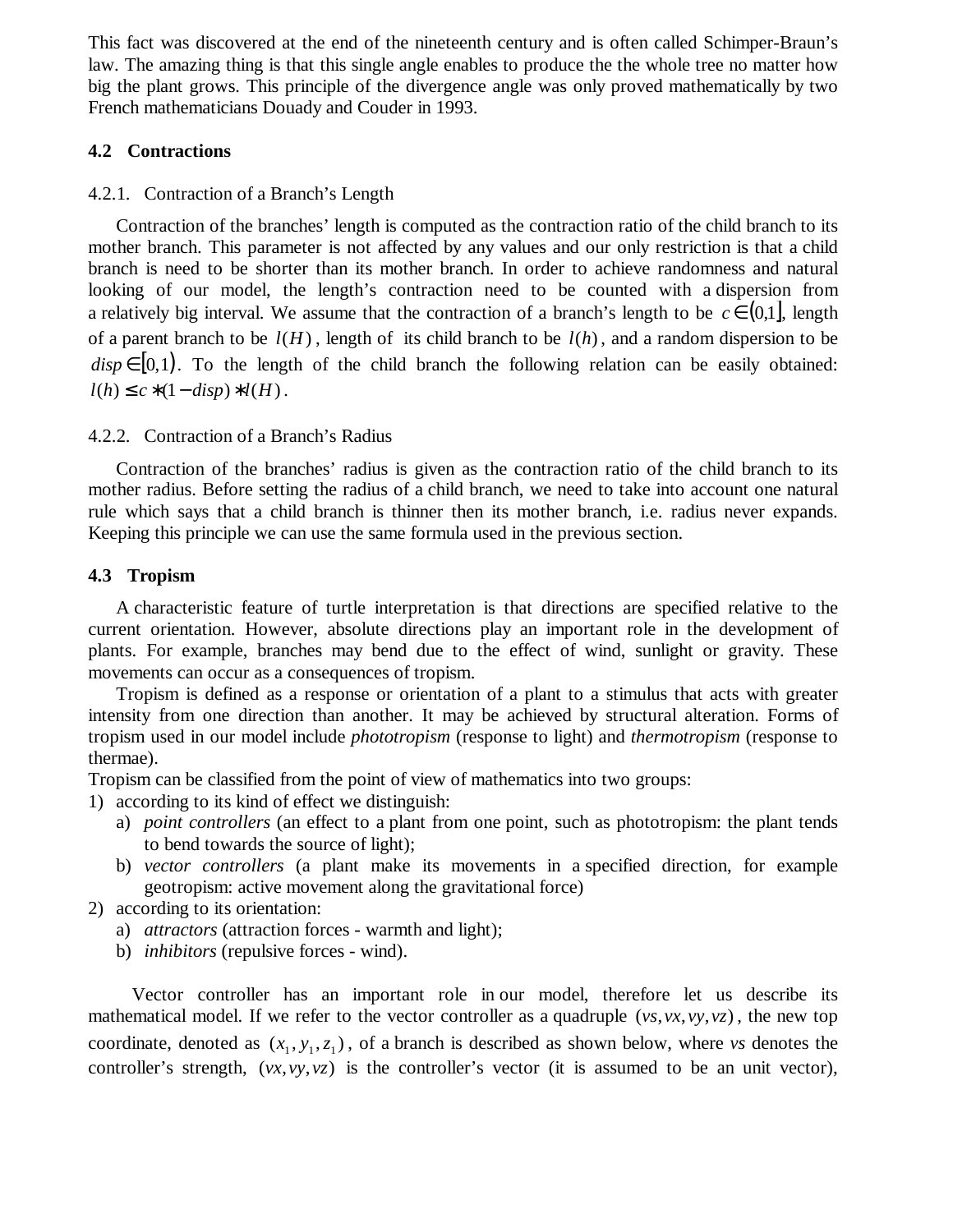This fact was discovered at the end of the nineteenth century and is often called Schimper-Braun's law. The amazing thing is that this single angle enables to produce the the whole tree no matter how big the plant grows. This principle of the divergence angle was only proved mathematically by two French mathematicians Douady and Couder in 1993.

## 4.2 Contractions

### 4.2.1. Contraction of a Branch's Length

Contraction of the branches' length is computed as the contraction ratio of the child branch to its mother branch. This parameter is not affected by any values and our only restriction is that a child branch is need to be shorter than its mother branch. In order to achieve randomness and natural looking of our model, the length's contraction need to be counted with a dispersion from a relatively big interval. We assume that the contraction of a branch's length to be $c \in (0,1]$, length of a parent branch to be $l(H)$, length of its child branch to be $l(h)$, and a random dispersion to be $disp \in [0,1)$. To the length of the child branch the following relation can be easily obtained: $l(h) \leq c * (1 - disp) * l(H)$.

### 4.2.2. Contraction of a Branch's Radius

Contraction of the branches' radius is given as the contraction ratio of the child branch to its mother radius. Before setting the radius of a child branch, we need to take into account one natural rule which says that a child branch is thinner then its mother branch, i.e. radius never expands. Keeping this principle we can use the same formula used in the previous section.

## 4.3 Tropism

A characteristic feature of turtle interpretation is that directions are specified relative to the current orientation. However, absolute directions play an important role in the development of plants. For example, branches may bend due to the effect of wind, sunlight or gravity. These movements can occur as a consequences of tropism.

Tropism is defined as a response or orientation of a plant to a stimulus that acts with greater intensity from one direction than another. It may be achieved by structural alteration. Forms of tropism used in our model include *phototropism* (response to light) and *thermotropism* (response to thermae).

Tropism can be classified from the point of view of mathematics into two groups:

1) according to its kind of effect we distinguish:
   a) *point controllers* (an effect to a plant from one point, such as phototropism: the plant tends to bend towards the source of light);
   b) *vector controllers* (a plant make its movements in a specified direction, for example geotropism: active movement along the gravitational force)
2) according to its orientation:
   a) *attractors* (attraction forces - warmth and light);
   b) *inhibitors* (repulsive forces - wind).

Vector controller has an important role in our model, therefore let us describe its mathematical model. If we refer to the vector controller as a quadruple $(vs, vx, vy, vz)$, the new top coordinate, denoted as $(x_1, y_1, z_1)$, of a branch is described as shown below, where *vs* denotes the controller's strength, $(vx, vy, vz)$ is the controller's vector (it is assumed to be an unit vector),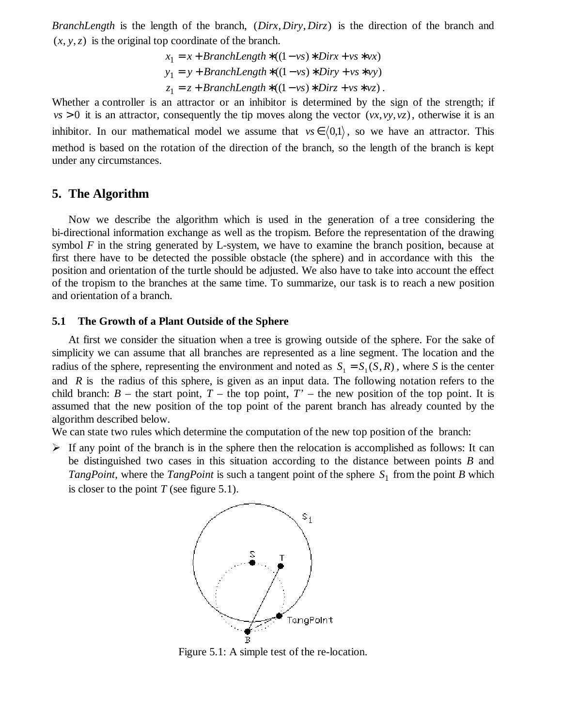*BranchLength* is the length of the branch, $(Dirx, Diry, Dirz)$ is the direction of the branch and $(x, y, z)$ is the original top coordinate of the branch.

$$x_1 = x + BranchLength*((1-vs)*Dirx + vs*vx)$$
$$y_1 = y + BranchLength*((1-vs)*Diry + vs*vy)$$
$$z_1 = z + BranchLength*((1-vs)*Dirz + vs*vz).$$

Whether a controller is an attractor or an inhibitor is determined by the sign of the strength; if $vs > 0$ it is an attractor, consequently the tip moves along the vector $(vx, vy, vz)$, otherwise it is an inhibitor. In our mathematical model we assume that $vs \in \langle 0,1 \rangle$, so we have an attractor. This method is based on the rotation of the direction of the branch, so the length of the branch is kept under any circumstances.

## 5. The Algorithm

Now we describe the algorithm which is used in the generation of a tree considering the bi-directional information exchange as well as the tropism. Before the representation of the drawing symbol *F* in the string generated by L-system, we have to examine the branch position, because at first there have to be detected the possible obstacle (the sphere) and in accordance with this the position and orientation of the turtle should be adjusted. We also have to take into account the effect of the tropism to the branches at the same time. To summarize, our task is to reach a new position and orientation of a branch.

### 5.1 The Growth of a Plant Outside of the Sphere

At first we consider the situation when a tree is growing outside of the sphere. For the sake of simplicity we can assume that all branches are represented as a line segment. The location and the radius of the sphere, representing the environment and noted as $S_1 = S_1(S, R)$, where *S* is the center and *R* is the radius of this sphere, is given as an input data. The following notation refers to the child branch: *B* – the start point, *T* – the top point, *T'* – the new position of the top point. It is assumed that the new position of the top point of the parent branch has already counted by the algorithm described below.

We can state two rules which determine the computation of the new top position of the branch:

- If any point of the branch is in the sphere then the relocation is accomplished as follows: It can be distinguished two cases in this situation according to the distance between points *B* and *TangPoint*, where the *TangPoint* is such a tangent point of the sphere $S_1$ from the point *B* which is closer to the point *T* (see figure 5.1).

Figure 5.1: A simple test of the re-location.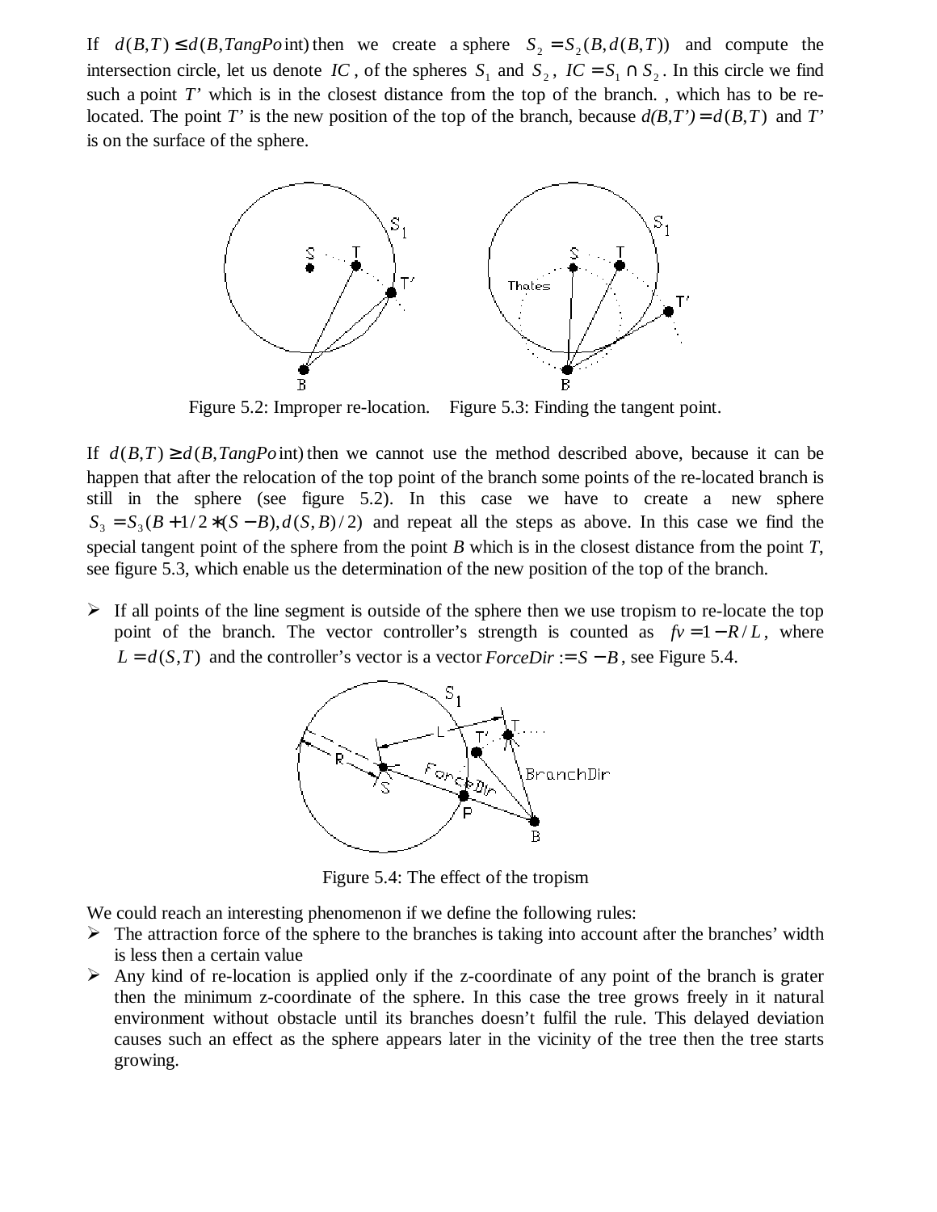If $d(B,T) \leq d(B, TangPoint)$ then we create a sphere $S_2 = S_2(B, d(B,T))$ and compute the intersection circle, let us denote $IC$, of the spheres $S_1$ and $S_2$, $IC = S_1 \cap S_2$. In this circle we find such a point $T'$ which is in the closest distance from the top of the branch. , which has to be re-located. The point $T'$ is the new position of the top of the branch, because $d(B,T') = d(B,T)$ and $T'$ is on the surface of the sphere.

Figure 5.2: Improper re-location. Figure 5.3: Finding the tangent point.

If $d(B,T) \geq d(B, TangPoint)$ then we cannot use the method described above, because it can be happen that after the relocation of the top point of the branch some points of the re-located branch is still in the sphere (see figure 5.2). In this case we have to create a new sphere $S_3 = S_3(B + 1/2 * (S - B), d(S,B)/2)$ and repeat all the steps as above. In this case we find the special tangent point of the sphere from the point *B* which is in the closest distance from the point *T*, see figure 5.3, which enable us the determination of the new position of the top of the branch.

- If all points of the line segment is outside of the sphere then we use tropism to re-locate the top point of the branch. The vector controller's strength is counted as $fv = 1 - R/L$, where $L = d(S,T)$ and the controller's vector is a vector $ForceDir := S - B$, see Figure 5.4.

Figure 5.4: The effect of the tropism

We could reach an interesting phenomenon if we define the following rules:

- The attraction force of the sphere to the branches is taking into account after the branches' width is less then a certain value
- Any kind of re-location is applied only if the z-coordinate of any point of the branch is grater then the minimum z-coordinate of the sphere. In this case the tree grows freely in it natural environment without obstacle until its branches doesn't fulfil the rule. This delayed deviation causes such an effect as the sphere appears later in the vicinity of the tree then the tree starts growing.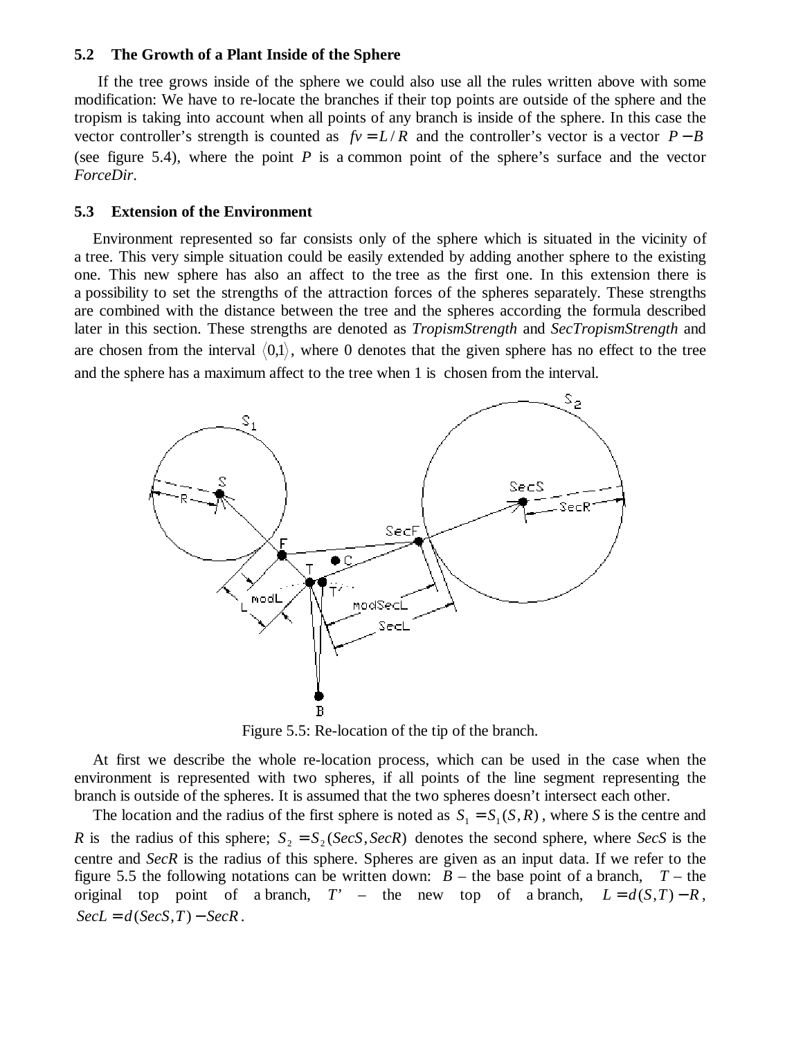### 5.2 The Growth of a Plant Inside of the Sphere

If the tree grows inside of the sphere we could also use all the rules written above with some modification: We have to re-locate the branches if their top points are outside of the sphere and the tropism is taking into account when all points of any branch is inside of the sphere. In this case the vector controller's strength is counted as $fv = L/R$ and the controller's vector is a vector $P - B$ (see figure 5.4), where the point $P$ is a common point of the sphere's surface and the vector *ForceDir*.

### 5.3 Extension of the Environment

Environment represented so far consists only of the sphere which is situated in the vicinity of a tree. This very simple situation could be easily extended by adding another sphere to the existing one. This new sphere has also an affect to the tree as the first one. In this extension there is a possibility to set the strengths of the attraction forces of the spheres separately. These strengths are combined with the distance between the tree and the spheres according the formula described later in this section. These strengths are denoted as *TropismStrength* and *SecTropismStrength* and are chosen from the interval $\langle 0,1 \rangle$, where 0 denotes that the given sphere has no effect to the tree and the sphere has a maximum affect to the tree when 1 is chosen from the interval.

Figure 5.5: Re-location of the tip of the branch.

At first we describe the whole re-location process, which can be used in the case when the environment is represented with two spheres, if all points of the line segment representing the branch is outside of the spheres. It is assumed that the two spheres doesn't intersect each other.

The location and the radius of the first sphere is noted as $S_1 = S_1(S, R)$, where *S* is the centre and *R* is the radius of this sphere; $S_2 = S_2(SecS, SecR)$ denotes the second sphere, where *SecS* is the centre and *SecR* is the radius of this sphere. Spheres are given as an input data. If we refer to the figure 5.5 the following notations can be written down: $B$ – the base point of a branch, $T$ – the original top point of a branch, $T'$ – the new top of a branch, $L = d(S,T) - R$, $SecL = d(SecS,T) - SecR$.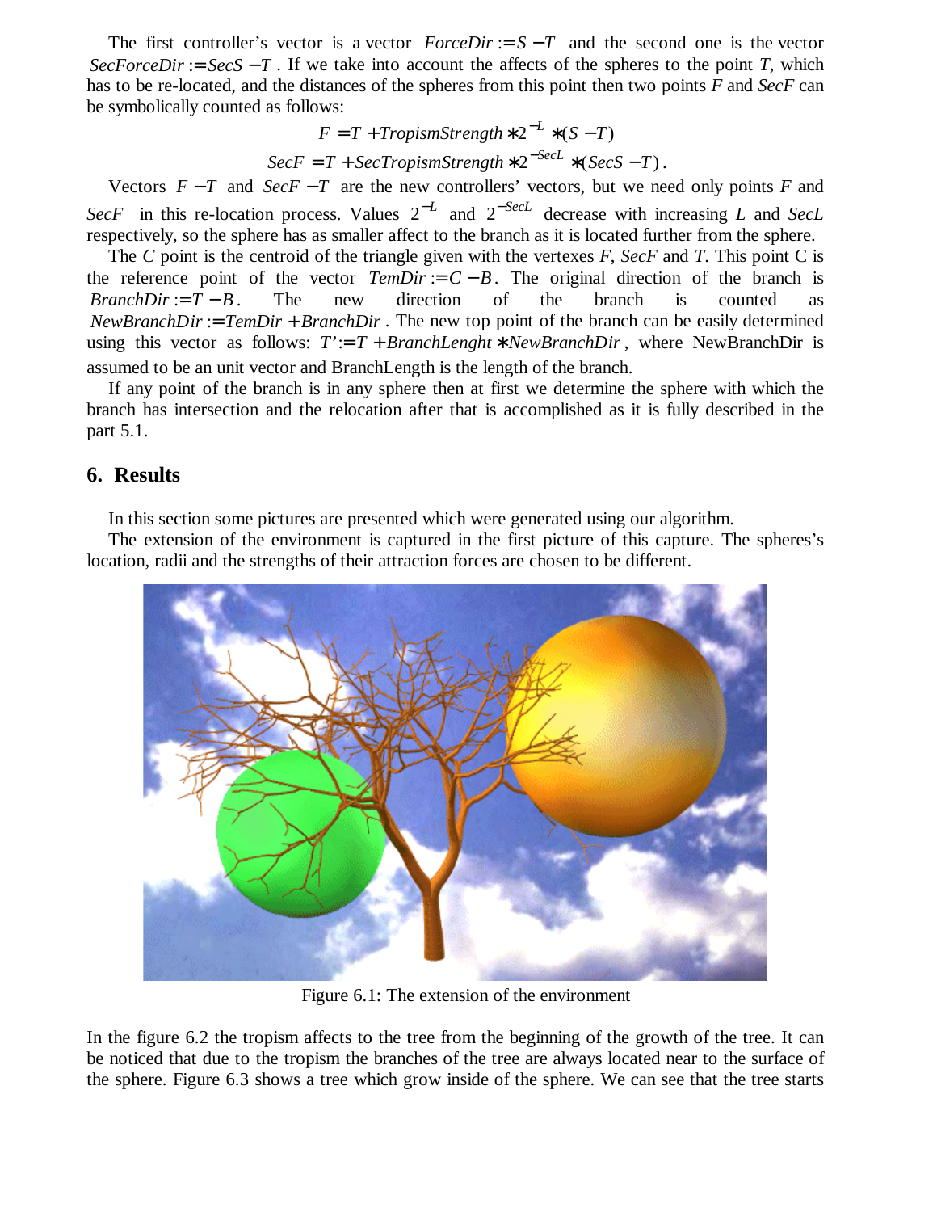The first controller's vector is a vector $ForceDir := S - T$ and the second one is the vector $SecForceDir := SecS - T$. If we take into account the affects of the spheres to the point *T*, which has to be re-located, and the distances of the spheres from this point then two points *F* and *SecF* can be symbolically counted as follows:

$$F = T + TropismStrength * 2^{-L} * (S - T)$$

$$SecF = T + SecTropismStrength * 2^{-SecL} * (SecS - T).$$

Vectors $F - T$ and $SecF - T$ are the new controllers' vectors, but we need only points *F* and *SecF* in this re-location process. Values $2^{-L}$ and $2^{-SecL}$ decrease with increasing *L* and *SecL* respectively, so the sphere has as smaller affect to the branch as it is located further from the sphere.

The *C* point is the centroid of the triangle given with the vertexes *F*, *SecF* and *T*. This point C is the reference point of the vector $TemDir := C - B$. The original direction of the branch is $BranchDir := T - B$. The new direction of the branch is counted as $NewBranchDir := TemDir + BranchDir$. The new top point of the branch can be easily determined using this vector as follows: $T' := T + BranchLenght * NewBranchDir$, where NewBranchDir is assumed to be an unit vector and BranchLength is the length of the branch.

If any point of the branch is in any sphere then at first we determine the sphere with which the branch has intersection and the relocation after that is accomplished as it is fully described in the part 5.1.

## 6. Results

In this section some pictures are presented which were generated using our algorithm.

The extension of the environment is captured in the first picture of this capture. The spheres's location, radii and the strengths of their attraction forces are chosen to be different.

Figure 6.1: The extension of the environment

In the figure 6.2 the tropism affects to the tree from the beginning of the growth of the tree. It can be noticed that due to the tropism the branches of the tree are always located near to the surface of the sphere. Figure 6.3 shows a tree which grow inside of the sphere. We can see that the tree starts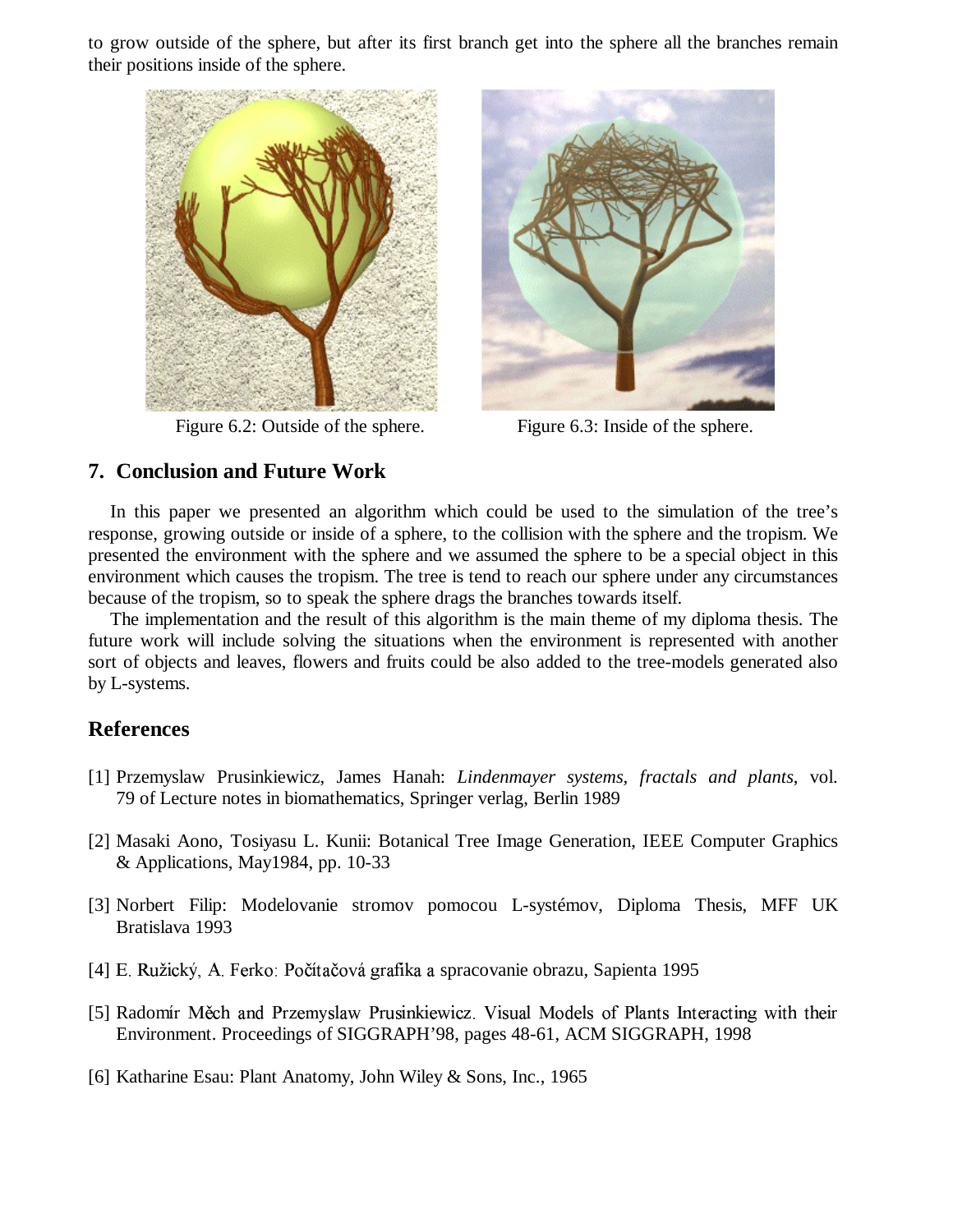to grow outside of the sphere, but after its first branch get into the sphere all the branches remain their positions inside of the sphere.

Figure 6.2: Outside of the sphere.

Figure 6.3: Inside of the sphere.

## 7. Conclusion and Future Work

In this paper we presented an algorithm which could be used to the simulation of the tree's response, growing outside or inside of a sphere, to the collision with the sphere and the tropism. We presented the environment with the sphere and we assumed the sphere to be a special object in this environment which causes the tropism. The tree is tend to reach our sphere under any circumstances because of the tropism, so to speak the sphere drags the branches towards itself.

The implementation and the result of this algorithm is the main theme of my diploma thesis. The future work will include solving the situations when the environment is represented with another sort of objects and leaves, flowers and fruits could be also added to the tree-models generated also by L-systems.

## References

[1] Przemyslaw Prusinkiewicz, James Hanah: *Lindenmayer systems, fractals and plants*, vol. 79 of Lecture notes in biomathematics, Springer verlag, Berlin 1989

[2] Masaki Aono, Tosiyasu L. Kunii: Botanical Tree Image Generation, IEEE Computer Graphics & Applications, May1984, pp. 10-33

[3] Norbert Filip: Modelovanie stromov pomocou L-systémov, Diploma Thesis, MFF UK Bratislava 1993

[4] E. Ružický, A. Ferko: Počítačová grafika a spracovanie obrazu, Sapienta 1995

[5] Radomír Měch and Przemyslaw Prusinkiewicz. Visual Models of Plants Interacting with their Environment. Proceedings of SIGGRAPH'98, pages 48-61, ACM SIGGRAPH, 1998

[6] Katharine Esau: Plant Anatomy, John Wiley & Sons, Inc., 1965